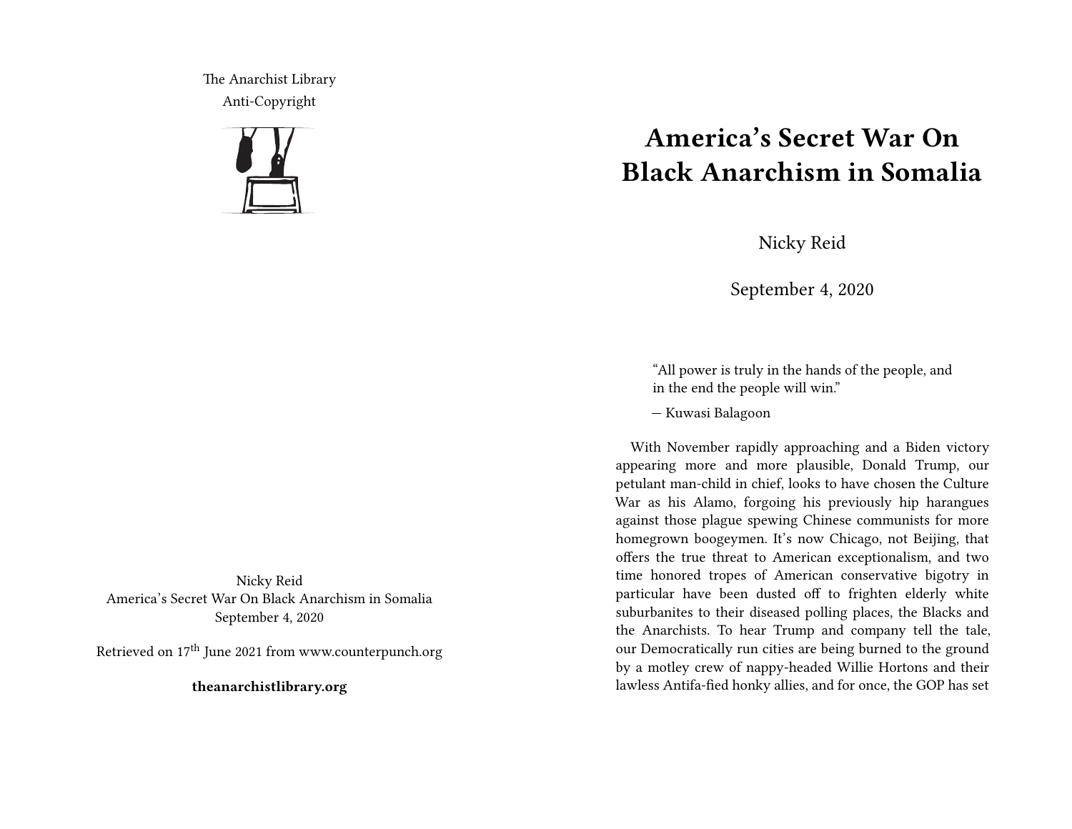The Anarchist Library
Anti-Copyright

Nicky Reid
America's Secret War On Black Anarchism in Somalia
September 4, 2020

Retrieved on 17th June 2021 from www.counterpunch.org

**theanarchistlibrary.org**

# America's Secret War On Black Anarchism in Somalia

Nicky Reid

September 4, 2020

> "All power is truly in the hands of the people, and in the end the people will win."
>
> — Kuwasi Balagoon

With November rapidly approaching and a Biden victory appearing more and more plausible, Donald Trump, our petulant man-child in chief, looks to have chosen the Culture War as his Alamo, forgoing his previously hip harangues against those plague spewing Chinese communists for more homegrown boogeymen. It's now Chicago, not Beijing, that offers the true threat to American exceptionalism, and two time honored tropes of American conservative bigotry in particular have been dusted off to frighten elderly white suburbanites to their diseased polling places, the Blacks and the Anarchists. To hear Trump and company tell the tale, our Democratically run cities are being burned to the ground by a motley crew of nappy-headed Willie Hortons and their lawless Antifa-fied honky allies, and for once, the GOP has set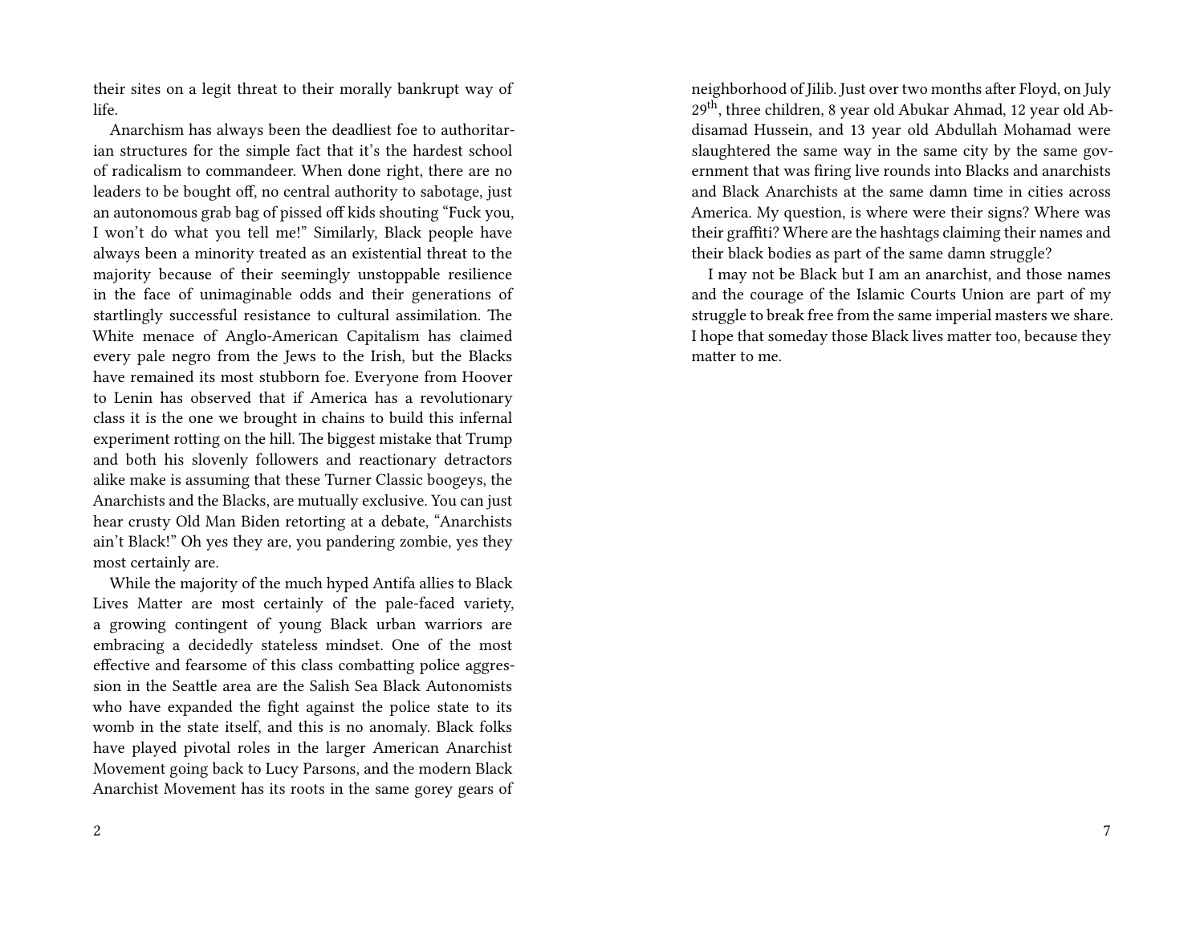their sites on a legit threat to their morally bankrupt way of life.

Anarchism has always been the deadliest foe to authoritarian structures for the simple fact that it's the hardest school of radicalism to commandeer. When done right, there are no leaders to be bought off, no central authority to sabotage, just an autonomous grab bag of pissed off kids shouting "Fuck you, I won't do what you tell me!" Similarly, Black people have always been a minority treated as an existential threat to the majority because of their seemingly unstoppable resilience in the face of unimaginable odds and their generations of startlingly successful resistance to cultural assimilation. The White menace of Anglo-American Capitalism has claimed every pale negro from the Jews to the Irish, but the Blacks have remained its most stubborn foe. Everyone from Hoover to Lenin has observed that if America has a revolutionary class it is the one we brought in chains to build this infernal experiment rotting on the hill. The biggest mistake that Trump and both his slovenly followers and reactionary detractors alike make is assuming that these Turner Classic boogeys, the Anarchists and the Blacks, are mutually exclusive. You can just hear crusty Old Man Biden retorting at a debate, "Anarchists ain't Black!" Oh yes they are, you pandering zombie, yes they most certainly are.

While the majority of the much hyped Antifa allies to Black Lives Matter are most certainly of the pale-faced variety, a growing contingent of young Black urban warriors are embracing a decidedly stateless mindset. One of the most effective and fearsome of this class combatting police aggression in the Seattle area are the Salish Sea Black Autonomists who have expanded the fight against the police state to its womb in the state itself, and this is no anomaly. Black folks have played pivotal roles in the larger American Anarchist Movement going back to Lucy Parsons, and the modern Black Anarchist Movement has its roots in the same gorey gears of

neighborhood of Jilib. Just over two months after Floyd, on July 29th, three children, 8 year old Abukar Ahmad, 12 year old Abdisamad Hussein, and 13 year old Abdullah Mohamad were slaughtered the same way in the same city by the same government that was firing live rounds into Blacks and anarchists and Black Anarchists at the same damn time in cities across America. My question, is where were their signs? Where was their graffiti? Where are the hashtags claiming their names and their black bodies as part of the same damn struggle?

I may not be Black but I am an anarchist, and those names and the courage of the Islamic Courts Union are part of my struggle to break free from the same imperial masters we share. I hope that someday those Black lives matter too, because they matter to me.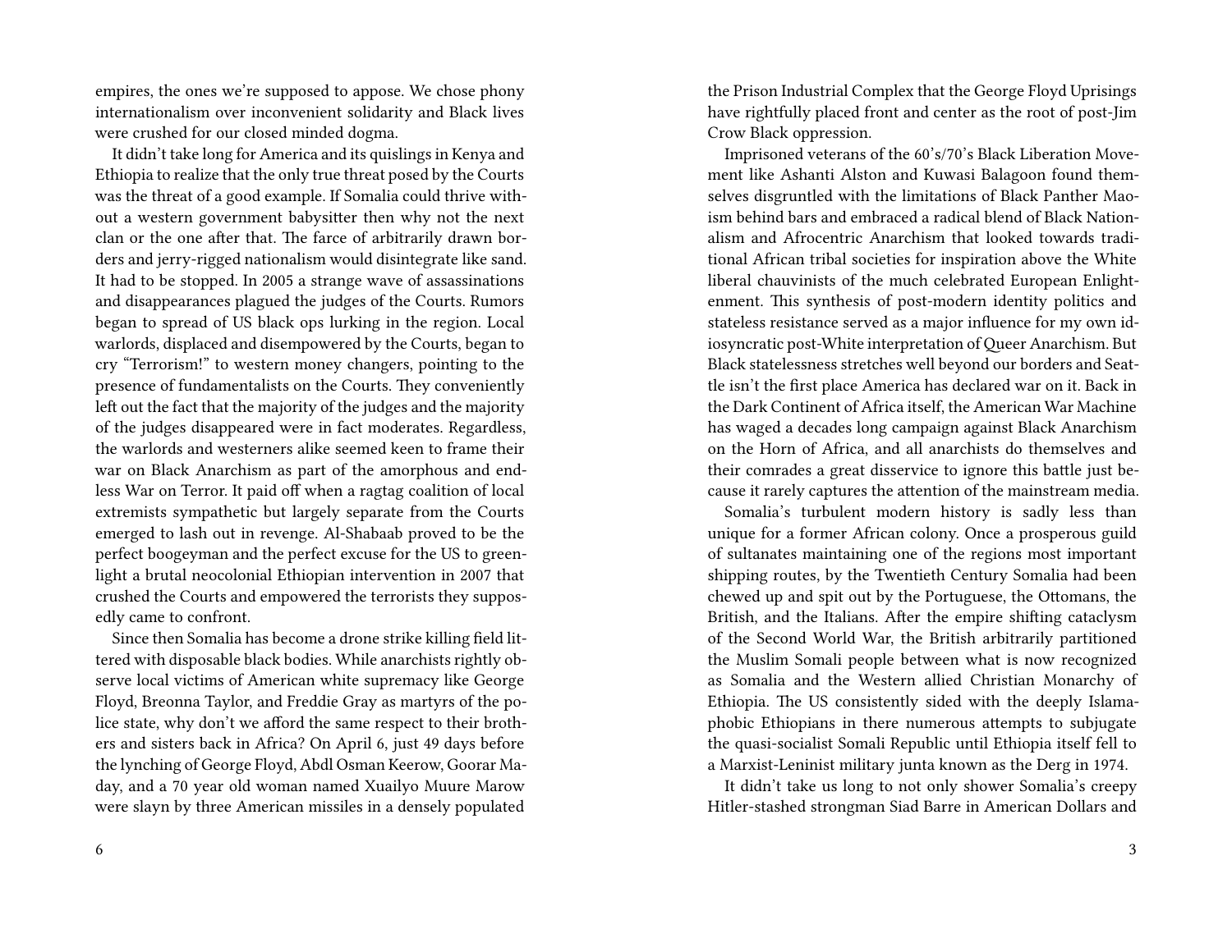empires, the ones we're supposed to appose. We chose phony internationalism over inconvenient solidarity and Black lives were crushed for our closed minded dogma.

It didn't take long for America and its quislings in Kenya and Ethiopia to realize that the only true threat posed by the Courts was the threat of a good example. If Somalia could thrive without a western government babysitter then why not the next clan or the one after that. The farce of arbitrarily drawn borders and jerry-rigged nationalism would disintegrate like sand. It had to be stopped. In 2005 a strange wave of assassinations and disappearances plagued the judges of the Courts. Rumors began to spread of US black ops lurking in the region. Local warlords, displaced and disempowered by the Courts, began to cry "Terrorism!" to western money changers, pointing to the presence of fundamentalists on the Courts. They conveniently left out the fact that the majority of the judges and the majority of the judges disappeared were in fact moderates. Regardless, the warlords and westerners alike seemed keen to frame their war on Black Anarchism as part of the amorphous and endless War on Terror. It paid off when a ragtag coalition of local extremists sympathetic but largely separate from the Courts emerged to lash out in revenge. Al-Shabaab proved to be the perfect boogeyman and the perfect excuse for the US to greenlight a brutal neocolonial Ethiopian intervention in 2007 that crushed the Courts and empowered the terrorists they supposedly came to confront.

Since then Somalia has become a drone strike killing field littered with disposable black bodies. While anarchists rightly observe local victims of American white supremacy like George Floyd, Breonna Taylor, and Freddie Gray as martyrs of the police state, why don't we afford the same respect to their brothers and sisters back in Africa? On April 6, just 49 days before the lynching of George Floyd, Abdl Osman Keerow, Goorar Maday, and a 70 year old woman named Xuailyo Muure Marow were slayn by three American missiles in a densely populated

the Prison Industrial Complex that the George Floyd Uprisings have rightfully placed front and center as the root of post-Jim Crow Black oppression.

Imprisoned veterans of the 60's/70's Black Liberation Movement like Ashanti Alston and Kuwasi Balagoon found themselves disgruntled with the limitations of Black Panther Maoism behind bars and embraced a radical blend of Black Nationalism and Afrocentric Anarchism that looked towards traditional African tribal societies for inspiration above the White liberal chauvinists of the much celebrated European Enlightenment. This synthesis of post-modern identity politics and stateless resistance served as a major influence for my own idiosyncratic post-White interpretation of Queer Anarchism. But Black statelessness stretches well beyond our borders and Seattle isn't the first place America has declared war on it. Back in the Dark Continent of Africa itself, the American War Machine has waged a decades long campaign against Black Anarchism on the Horn of Africa, and all anarchists do themselves and their comrades a great disservice to ignore this battle just because it rarely captures the attention of the mainstream media.

Somalia's turbulent modern history is sadly less than unique for a former African colony. Once a prosperous guild of sultanates maintaining one of the regions most important shipping routes, by the Twentieth Century Somalia had been chewed up and spit out by the Portuguese, the Ottomans, the British, and the Italians. After the empire shifting cataclysm of the Second World War, the British arbitrarily partitioned the Muslim Somali people between what is now recognized as Somalia and the Western allied Christian Monarchy of Ethiopia. The US consistently sided with the deeply Islamaphobic Ethiopians in there numerous attempts to subjugate the quasi-socialist Somali Republic until Ethiopia itself fell to a Marxist-Leninist military junta known as the Derg in 1974.

It didn't take us long to not only shower Somalia's creepy Hitler-stashed strongman Siad Barre in American Dollars and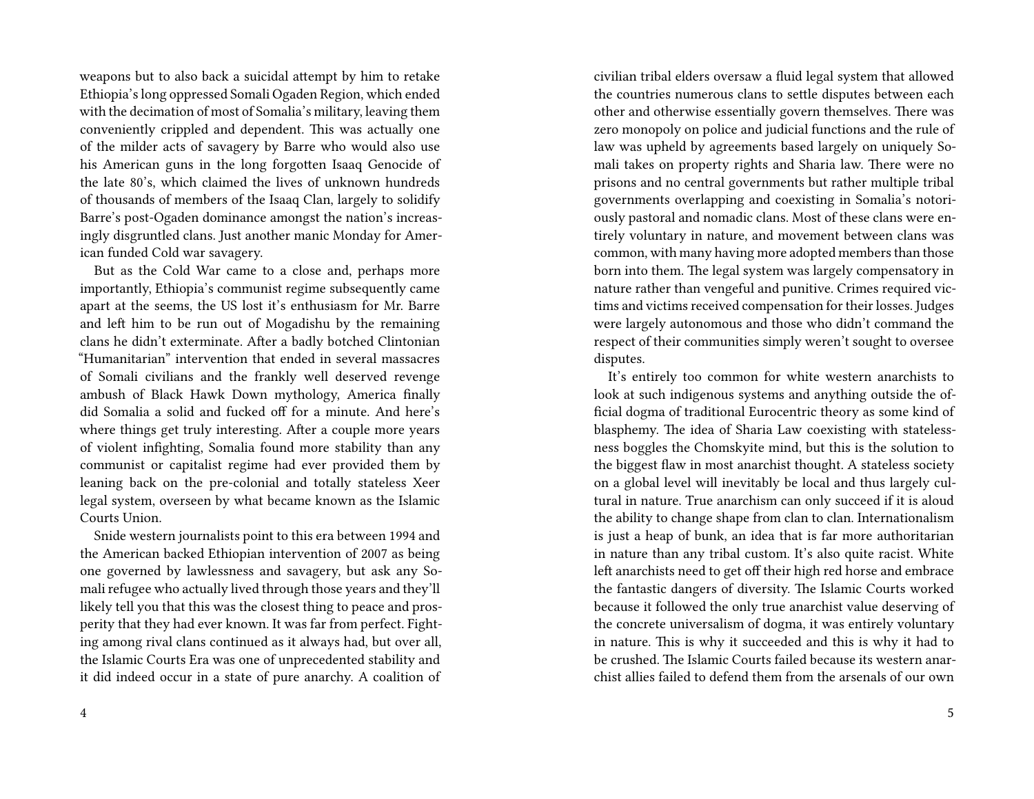weapons but to also back a suicidal attempt by him to retake Ethiopia's long oppressed Somali Ogaden Region, which ended with the decimation of most of Somalia's military, leaving them conveniently crippled and dependent. This was actually one of the milder acts of savagery by Barre who would also use his American guns in the long forgotten Isaaq Genocide of the late 80's, which claimed the lives of unknown hundreds of thousands of members of the Isaaq Clan, largely to solidify Barre's post-Ogaden dominance amongst the nation's increasingly disgruntled clans. Just another manic Monday for American funded Cold war savagery.

But as the Cold War came to a close and, perhaps more importantly, Ethiopia's communist regime subsequently came apart at the seems, the US lost it's enthusiasm for Mr. Barre and left him to be run out of Mogadishu by the remaining clans he didn't exterminate. After a badly botched Clintonian "Humanitarian" intervention that ended in several massacres of Somali civilians and the frankly well deserved revenge ambush of Black Hawk Down mythology, America finally did Somalia a solid and fucked off for a minute. And here's where things get truly interesting. After a couple more years of violent infighting, Somalia found more stability than any communist or capitalist regime had ever provided them by leaning back on the pre-colonial and totally stateless Xeer legal system, overseen by what became known as the Islamic Courts Union.

Snide western journalists point to this era between 1994 and the American backed Ethiopian intervention of 2007 as being one governed by lawlessness and savagery, but ask any Somali refugee who actually lived through those years and they'll likely tell you that this was the closest thing to peace and prosperity that they had ever known. It was far from perfect. Fighting among rival clans continued as it always had, but over all, the Islamic Courts Era was one of unprecedented stability and it did indeed occur in a state of pure anarchy. A coalition of civilian tribal elders oversaw a fluid legal system that allowed the countries numerous clans to settle disputes between each other and otherwise essentially govern themselves. There was zero monopoly on police and judicial functions and the rule of law was upheld by agreements based largely on uniquely Somali takes on property rights and Sharia law. There were no prisons and no central governments but rather multiple tribal governments overlapping and coexisting in Somalia's notoriously pastoral and nomadic clans. Most of these clans were entirely voluntary in nature, and movement between clans was common, with many having more adopted members than those born into them. The legal system was largely compensatory in nature rather than vengeful and punitive. Crimes required victims and victims received compensation for their losses. Judges were largely autonomous and those who didn't command the respect of their communities simply weren't sought to oversee disputes.

It's entirely too common for white western anarchists to look at such indigenous systems and anything outside the official dogma of traditional Eurocentric theory as some kind of blasphemy. The idea of Sharia Law coexisting with statelessness boggles the Chomskyite mind, but this is the solution to the biggest flaw in most anarchist thought. A stateless society on a global level will inevitably be local and thus largely cultural in nature. True anarchism can only succeed if it is aloud the ability to change shape from clan to clan. Internationalism is just a heap of bunk, an idea that is far more authoritarian in nature than any tribal custom. It's also quite racist. White left anarchists need to get off their high red horse and embrace the fantastic dangers of diversity. The Islamic Courts worked because it followed the only true anarchist value deserving of the concrete universalism of dogma, it was entirely voluntary in nature. This is why it succeeded and this is why it had to be crushed. The Islamic Courts failed because its western anarchist allies failed to defend them from the arsenals of our own